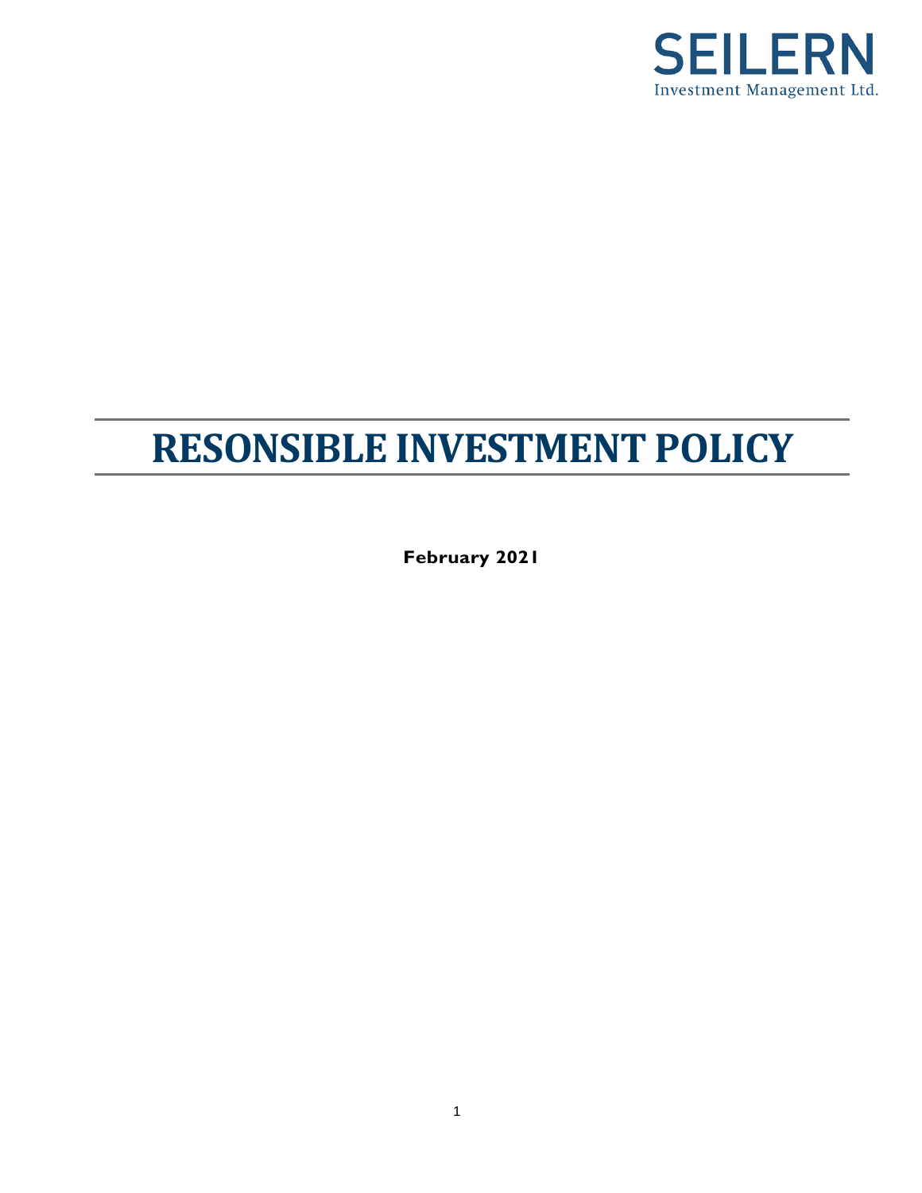SEILERN

Investment Management Ltd.

# RESONSIBLE INVESTMENT POLICY

**February 2021**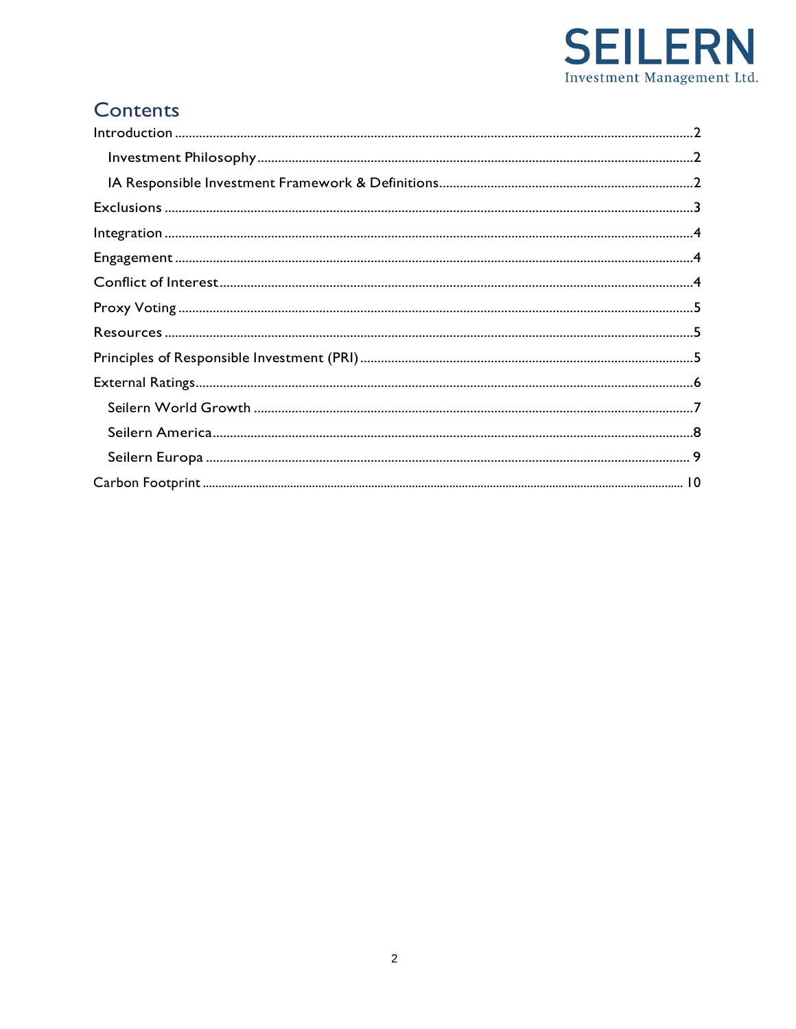## Contents

- Introduction .......... 2
  - Investment Philosophy .......... 2
  - IA Responsible Investment Framework & Definitions .......... 2
- Exclusions .......... 3
- Integration .......... 4
- Engagement .......... 4
- Conflict of Interest .......... 4
- Proxy Voting .......... 5
- Resources .......... 5
- Principles of Responsible Investment (PRI) .......... 5
- External Ratings .......... 6
  - Seilern World Growth .......... 7
  - Seilern America .......... 8
  - Seilern Europa .......... 9
- Carbon Footprint .......... 10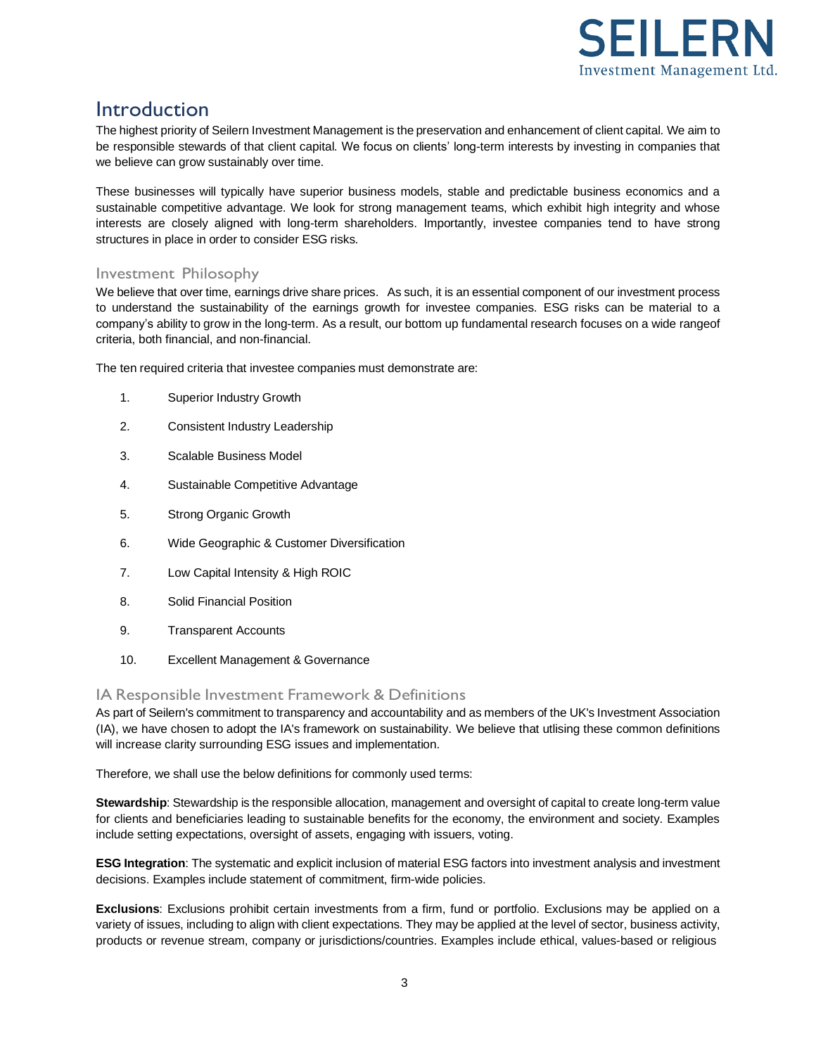# Introduction

The highest priority of Seilern Investment Management is the preservation and enhancement of client capital. We aim to be responsible stewards of that client capital. We focus on clients' long-term interests by investing in companies that we believe can grow sustainably over time.

These businesses will typically have superior business models, stable and predictable business economics and a sustainable competitive advantage. We look for strong management teams, which exhibit high integrity and whose interests are closely aligned with long-term shareholders. Importantly, investee companies tend to have strong structures in place in order to consider ESG risks.

## Investment Philosophy

We believe that over time, earnings drive share prices. As such, it is an essential component of our investment process to understand the sustainability of the earnings growth for investee companies. ESG risks can be material to a company's ability to grow in the long-term. As a result, our bottom up fundamental research focuses on a wide rangeof criteria, both financial, and non-financial.

The ten required criteria that investee companies must demonstrate are:

1. Superior Industry Growth
2. Consistent Industry Leadership
3. Scalable Business Model
4. Sustainable Competitive Advantage
5. Strong Organic Growth
6. Wide Geographic & Customer Diversification
7. Low Capital Intensity & High ROIC
8. Solid Financial Position
9. Transparent Accounts
10. Excellent Management & Governance

## IA Responsible Investment Framework & Definitions

As part of Seilern's commitment to transparency and accountability and as members of the UK's Investment Association (IA), we have chosen to adopt the IA's framework on sustainability. We believe that utlising these common definitions will increase clarity surrounding ESG issues and implementation.

Therefore, we shall use the below definitions for commonly used terms:

**Stewardship**: Stewardship is the responsible allocation, management and oversight of capital to create long-term value for clients and beneficiaries leading to sustainable benefits for the economy, the environment and society. Examples include setting expectations, oversight of assets, engaging with issuers, voting.

**ESG Integration**: The systematic and explicit inclusion of material ESG factors into investment analysis and investment decisions. Examples include statement of commitment, firm-wide policies.

**Exclusions**: Exclusions prohibit certain investments from a firm, fund or portfolio. Exclusions may be applied on a variety of issues, including to align with client expectations. They may be applied at the level of sector, business activity, products or revenue stream, company or jurisdictions/countries. Examples include ethical, values-based or religious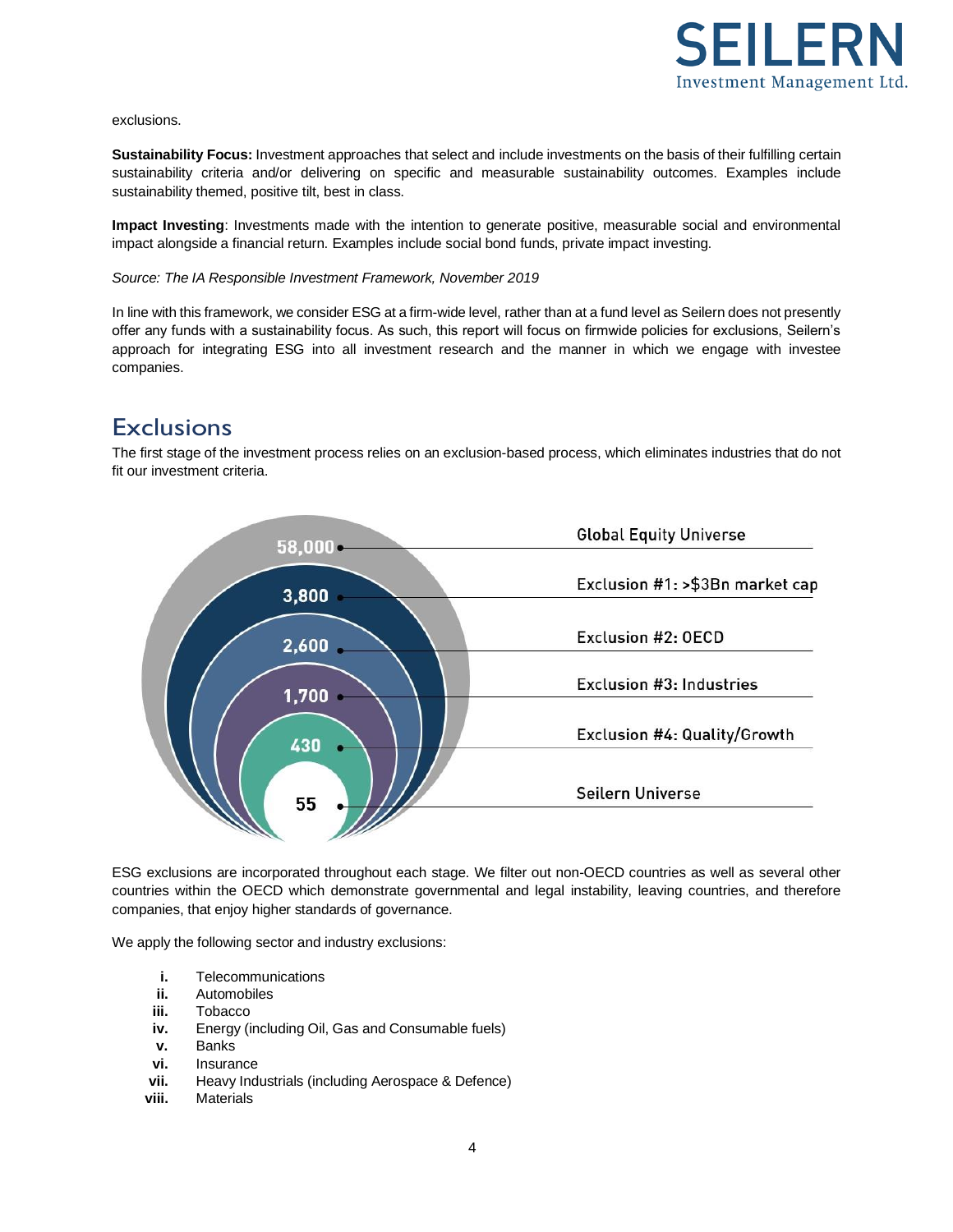exclusions.

**Sustainability Focus:** Investment approaches that select and include investments on the basis of their fulfilling certain sustainability criteria and/or delivering on specific and measurable sustainability outcomes. Examples include sustainability themed, positive tilt, best in class.

**Impact Investing**: Investments made with the intention to generate positive, measurable social and environmental impact alongside a financial return. Examples include social bond funds, private impact investing.

*Source: The IA Responsible Investment Framework, November 2019*

In line with this framework, we consider ESG at a firm-wide level, rather than at a fund level as Seilern does not presently offer any funds with a sustainability focus. As such, this report will focus on firmwide policies for exclusions, Seilern's approach for integrating ESG into all investment research and the manner in which we engage with investee companies.

## Exclusions

The first stage of the investment process relies on an exclusion-based process, which eliminates industries that do not fit our investment criteria.

| Count | Stage |
|---|---|
| 58,000 | Global Equity Universe |
| 3,800 | Exclusion #1: >$3Bn market cap |
| 2,600 | Exclusion #2: OECD |
| 1,700 | Exclusion #3: Industries |
| 430 | Exclusion #4: Quality/Growth |
| 55 | Seilern Universe |

ESG exclusions are incorporated throughout each stage. We filter out non-OECD countries as well as several other countries within the OECD which demonstrate governmental and legal instability, leaving countries, and therefore companies, that enjoy higher standards of governance.

We apply the following sector and industry exclusions:

- **i.** Telecommunications
- **ii.** Automobiles
- **iii.** Tobacco
- **iv.** Energy (including Oil, Gas and Consumable fuels)
- **v.** Banks
- **vi.** Insurance
- **vii.** Heavy Industrials (including Aerospace & Defence)
- **viii.** Materials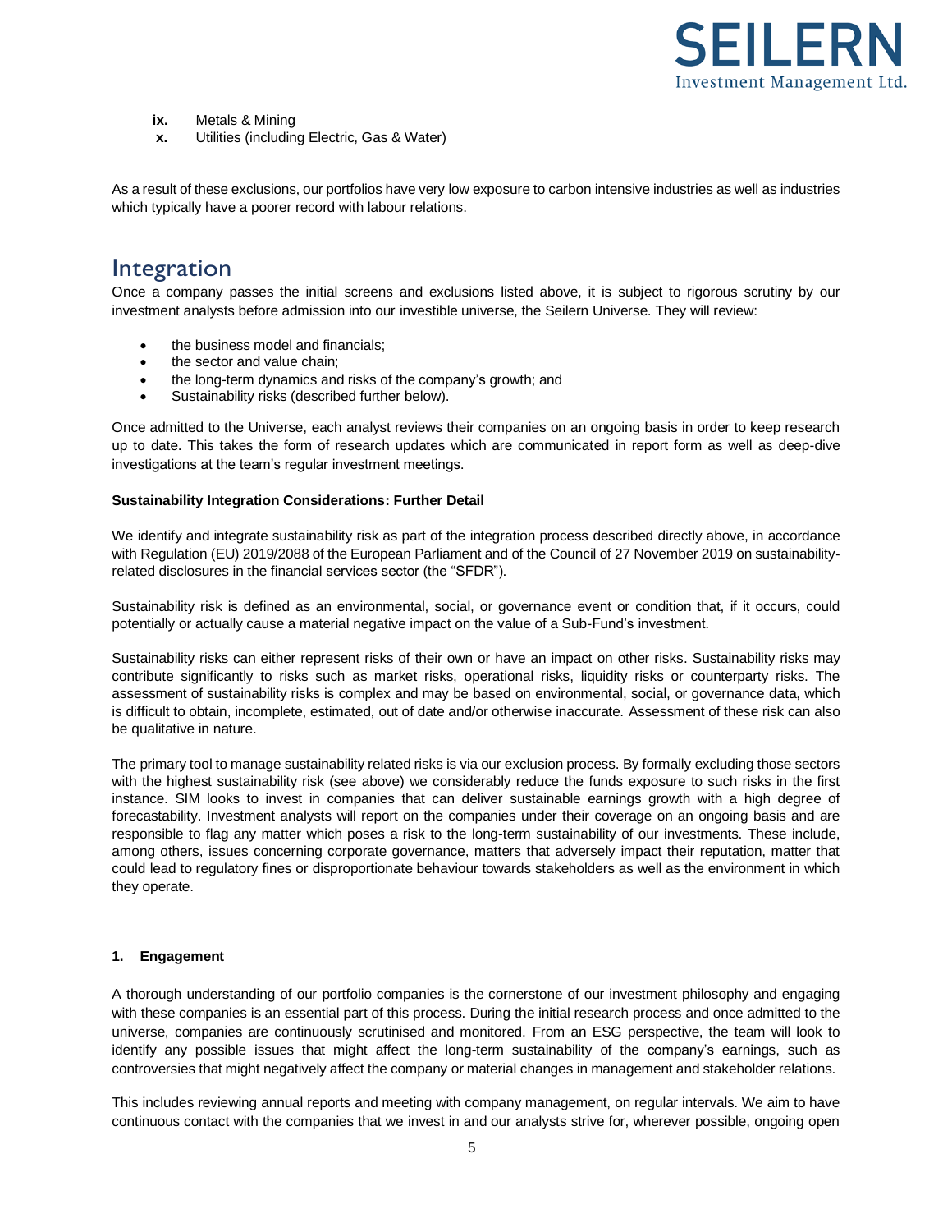ix. Metals & Mining
x. Utilities (including Electric, Gas & Water)

As a result of these exclusions, our portfolios have very low exposure to carbon intensive industries as well as industries which typically have a poorer record with labour relations.

# Integration

Once a company passes the initial screens and exclusions listed above, it is subject to rigorous scrutiny by our investment analysts before admission into our investible universe, the Seilern Universe. They will review:

- the business model and financials;
- the sector and value chain;
- the long-term dynamics and risks of the company's growth; and
- Sustainability risks (described further below).

Once admitted to the Universe, each analyst reviews their companies on an ongoing basis in order to keep research up to date. This takes the form of research updates which are communicated in report form as well as deep-dive investigations at the team's regular investment meetings.

**Sustainability Integration Considerations: Further Detail**

We identify and integrate sustainability risk as part of the integration process described directly above, in accordance with Regulation (EU) 2019/2088 of the European Parliament and of the Council of 27 November 2019 on sustainability-related disclosures in the financial services sector (the "SFDR").

Sustainability risk is defined as an environmental, social, or governance event or condition that, if it occurs, could potentially or actually cause a material negative impact on the value of a Sub-Fund's investment.

Sustainability risks can either represent risks of their own or have an impact on other risks. Sustainability risks may contribute significantly to risks such as market risks, operational risks, liquidity risks or counterparty risks. The assessment of sustainability risks is complex and may be based on environmental, social, or governance data, which is difficult to obtain, incomplete, estimated, out of date and/or otherwise inaccurate. Assessment of these risk can also be qualitative in nature.

The primary tool to manage sustainability related risks is via our exclusion process. By formally excluding those sectors with the highest sustainability risk (see above) we considerably reduce the funds exposure to such risks in the first instance. SIM looks to invest in companies that can deliver sustainable earnings growth with a high degree of forecastability. Investment analysts will report on the companies under their coverage on an ongoing basis and are responsible to flag any matter which poses a risk to the long-term sustainability of our investments. These include, among others, issues concerning corporate governance, matters that adversely impact their reputation, matter that could lead to regulatory fines or disproportionate behaviour towards stakeholders as well as the environment in which they operate.

**1. Engagement**

A thorough understanding of our portfolio companies is the cornerstone of our investment philosophy and engaging with these companies is an essential part of this process. During the initial research process and once admitted to the universe, companies are continuously scrutinised and monitored. From an ESG perspective, the team will look to identify any possible issues that might affect the long-term sustainability of the company's earnings, such as controversies that might negatively affect the company or material changes in management and stakeholder relations.

This includes reviewing annual reports and meeting with company management, on regular intervals. We aim to have continuous contact with the companies that we invest in and our analysts strive for, wherever possible, ongoing open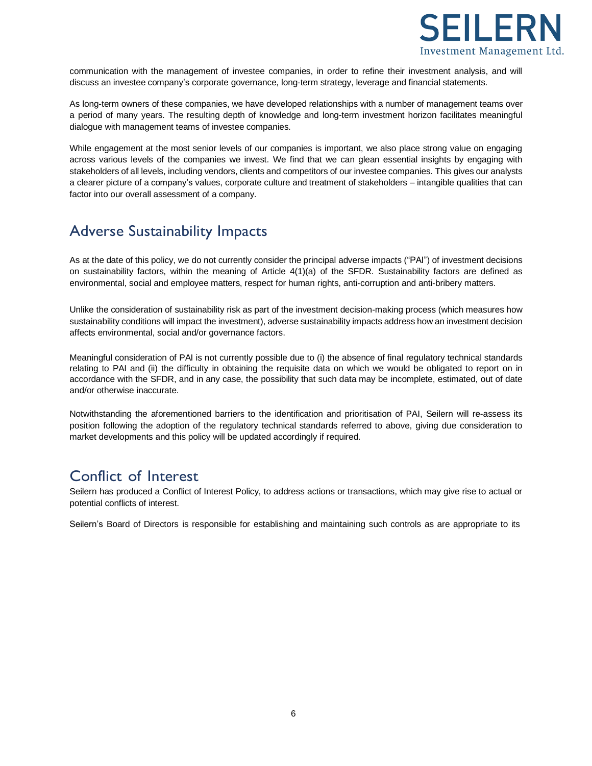communication with the management of investee companies, in order to refine their investment analysis, and will discuss an investee company's corporate governance, long-term strategy, leverage and financial statements.

As long-term owners of these companies, we have developed relationships with a number of management teams over a period of many years. The resulting depth of knowledge and long-term investment horizon facilitates meaningful dialogue with management teams of investee companies.

While engagement at the most senior levels of our companies is important, we also place strong value on engaging across various levels of the companies we invest. We find that we can glean essential insights by engaging with stakeholders of all levels, including vendors, clients and competitors of our investee companies. This gives our analysts a clearer picture of a company's values, corporate culture and treatment of stakeholders – intangible qualities that can factor into our overall assessment of a company.

## Adverse Sustainability Impacts

As at the date of this policy, we do not currently consider the principal adverse impacts ("PAI") of investment decisions on sustainability factors, within the meaning of Article 4(1)(a) of the SFDR. Sustainability factors are defined as environmental, social and employee matters, respect for human rights, anti-corruption and anti-bribery matters.

Unlike the consideration of sustainability risk as part of the investment decision-making process (which measures how sustainability conditions will impact the investment), adverse sustainability impacts address how an investment decision affects environmental, social and/or governance factors.

Meaningful consideration of PAI is not currently possible due to (i) the absence of final regulatory technical standards relating to PAI and (ii) the difficulty in obtaining the requisite data on which we would be obligated to report on in accordance with the SFDR, and in any case, the possibility that such data may be incomplete, estimated, out of date and/or otherwise inaccurate.

Notwithstanding the aforementioned barriers to the identification and prioritisation of PAI, Seilern will re-assess its position following the adoption of the regulatory technical standards referred to above, giving due consideration to market developments and this policy will be updated accordingly if required.

## Conflict of Interest

Seilern has produced a Conflict of Interest Policy, to address actions or transactions, which may give rise to actual or potential conflicts of interest.

Seilern's Board of Directors is responsible for establishing and maintaining such controls as are appropriate to its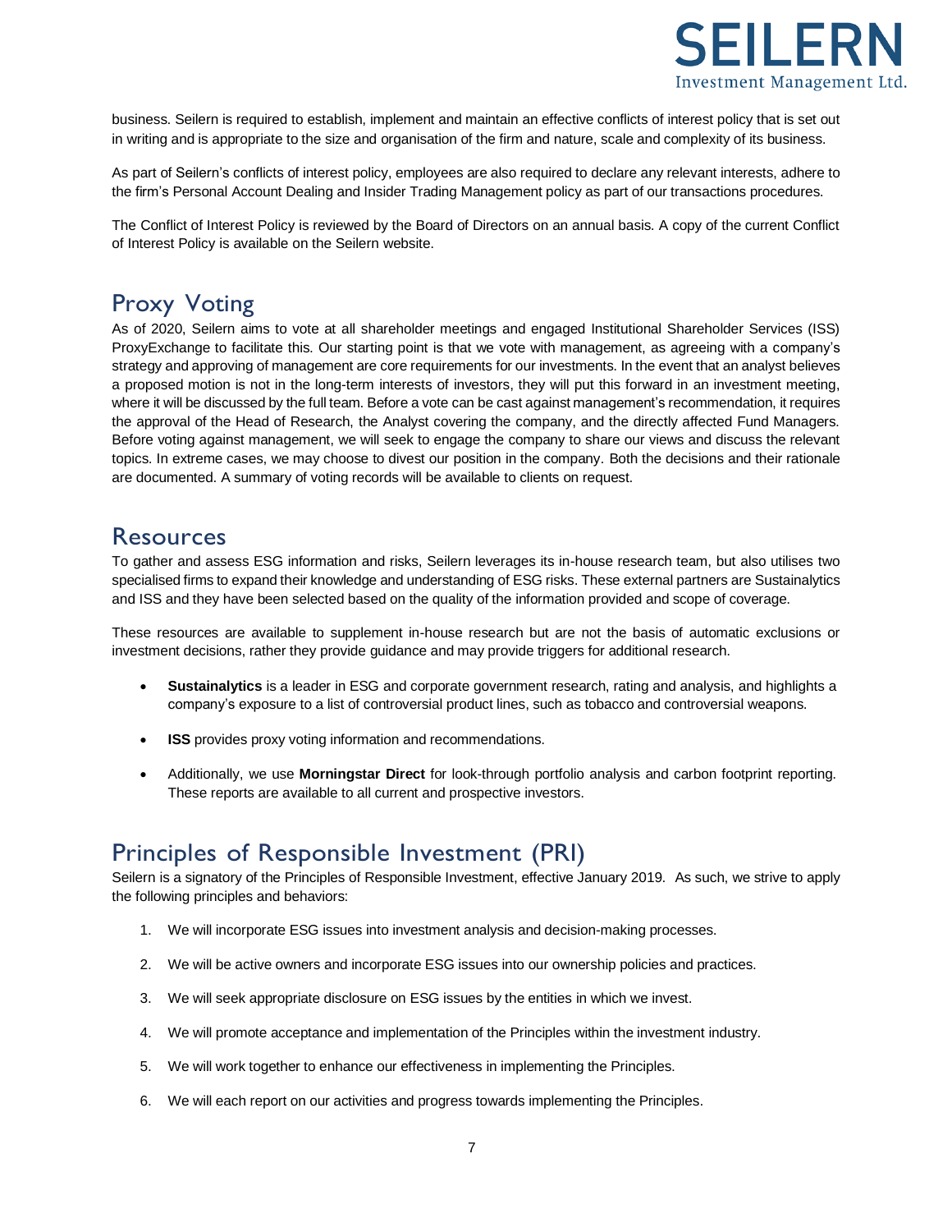business. Seilern is required to establish, implement and maintain an effective conflicts of interest policy that is set out in writing and is appropriate to the size and organisation of the firm and nature, scale and complexity of its business.

As part of Seilern's conflicts of interest policy, employees are also required to declare any relevant interests, adhere to the firm's Personal Account Dealing and Insider Trading Management policy as part of our transactions procedures.

The Conflict of Interest Policy is reviewed by the Board of Directors on an annual basis. A copy of the current Conflict of Interest Policy is available on the Seilern website.

## Proxy Voting

As of 2020, Seilern aims to vote at all shareholder meetings and engaged Institutional Shareholder Services (ISS) ProxyExchange to facilitate this. Our starting point is that we vote with management, as agreeing with a company's strategy and approving of management are core requirements for our investments. In the event that an analyst believes a proposed motion is not in the long-term interests of investors, they will put this forward in an investment meeting, where it will be discussed by the full team. Before a vote can be cast against management's recommendation, it requires the approval of the Head of Research, the Analyst covering the company, and the directly affected Fund Managers. Before voting against management, we will seek to engage the company to share our views and discuss the relevant topics. In extreme cases, we may choose to divest our position in the company. Both the decisions and their rationale are documented. A summary of voting records will be available to clients on request.

## Resources

To gather and assess ESG information and risks, Seilern leverages its in-house research team, but also utilises two specialised firms to expand their knowledge and understanding of ESG risks. These external partners are Sustainalytics and ISS and they have been selected based on the quality of the information provided and scope of coverage.

These resources are available to supplement in-house research but are not the basis of automatic exclusions or investment decisions, rather they provide guidance and may provide triggers for additional research.

- **Sustainalytics** is a leader in ESG and corporate government research, rating and analysis, and highlights a company's exposure to a list of controversial product lines, such as tobacco and controversial weapons.
- **ISS** provides proxy voting information and recommendations.
- Additionally, we use **Morningstar Direct** for look-through portfolio analysis and carbon footprint reporting. These reports are available to all current and prospective investors.

## Principles of Responsible Investment (PRI)

Seilern is a signatory of the Principles of Responsible Investment, effective January 2019. As such, we strive to apply the following principles and behaviors:

1. We will incorporate ESG issues into investment analysis and decision-making processes.
2. We will be active owners and incorporate ESG issues into our ownership policies and practices.
3. We will seek appropriate disclosure on ESG issues by the entities in which we invest.
4. We will promote acceptance and implementation of the Principles within the investment industry.
5. We will work together to enhance our effectiveness in implementing the Principles.
6. We will each report on our activities and progress towards implementing the Principles.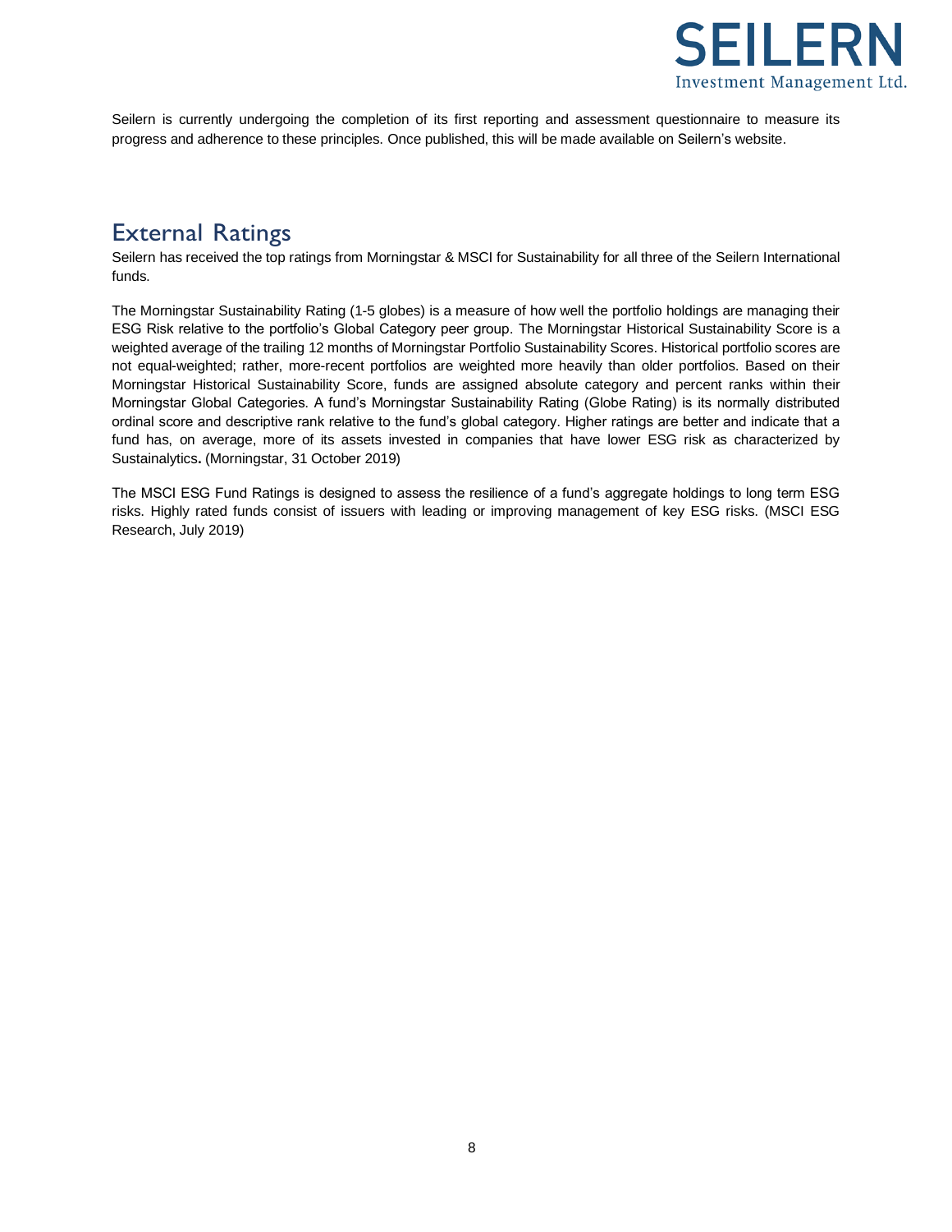Seilern is currently undergoing the completion of its first reporting and assessment questionnaire to measure its progress and adherence to these principles. Once published, this will be made available on Seilern's website.

## External Ratings

Seilern has received the top ratings from Morningstar & MSCI for Sustainability for all three of the Seilern International funds.

The Morningstar Sustainability Rating (1-5 globes) is a measure of how well the portfolio holdings are managing their ESG Risk relative to the portfolio's Global Category peer group. The Morningstar Historical Sustainability Score is a weighted average of the trailing 12 months of Morningstar Portfolio Sustainability Scores. Historical portfolio scores are not equal-weighted; rather, more-recent portfolios are weighted more heavily than older portfolios. Based on their Morningstar Historical Sustainability Score, funds are assigned absolute category and percent ranks within their Morningstar Global Categories. A fund's Morningstar Sustainability Rating (Globe Rating) is its normally distributed ordinal score and descriptive rank relative to the fund's global category. Higher ratings are better and indicate that a fund has, on average, more of its assets invested in companies that have lower ESG risk as characterized by Sustainalytics**.** (Morningstar, 31 October 2019)

The MSCI ESG Fund Ratings is designed to assess the resilience of a fund's aggregate holdings to long term ESG risks. Highly rated funds consist of issuers with leading or improving management of key ESG risks. (MSCI ESG Research, July 2019)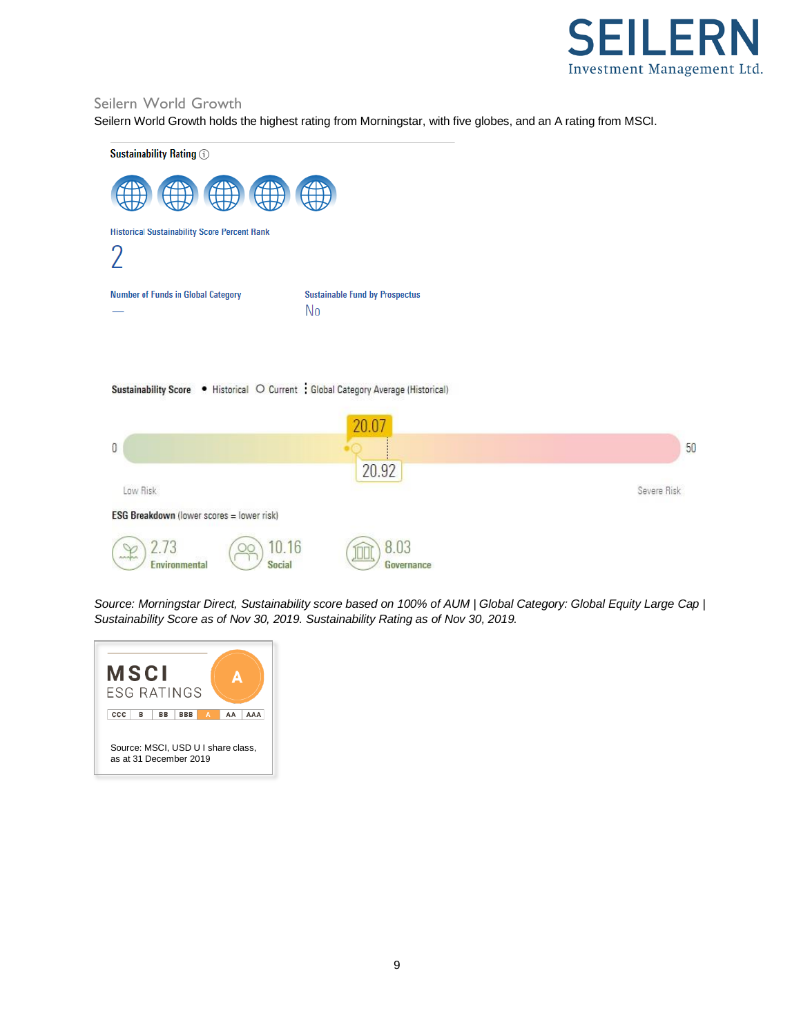## Seilern World Growth

Seilern World Growth holds the highest rating from Morningstar, with five globes, and an A rating from MSCI.

**Sustainability Rating**

Historical Sustainability Score Percent Rank

2

Number of Funds in Global Category

—

Sustainable Fund by Prospectus

No

**Sustainability Score** • Historical ○ Current ⋮ Global Category Average (Historical)

0 — 20.07 — 20.92 — 50

Low Risk — Severe Risk

**ESG Breakdown** (lower scores = lower risk)

2.73 Environmental

10.16 Social

8.03 Governance

*Source: Morningstar Direct, Sustainability score based on 100% of AUM | Global Category: Global Equity Large Cap | Sustainability Score as of Nov 30, 2019. Sustainability Rating as of Nov 30, 2019.*

**MSCI ESG RATINGS** — A

CCC | B | BB | BBB | A | AA | AAA

Source: MSCI, USD U I share class, as at 31 December 2019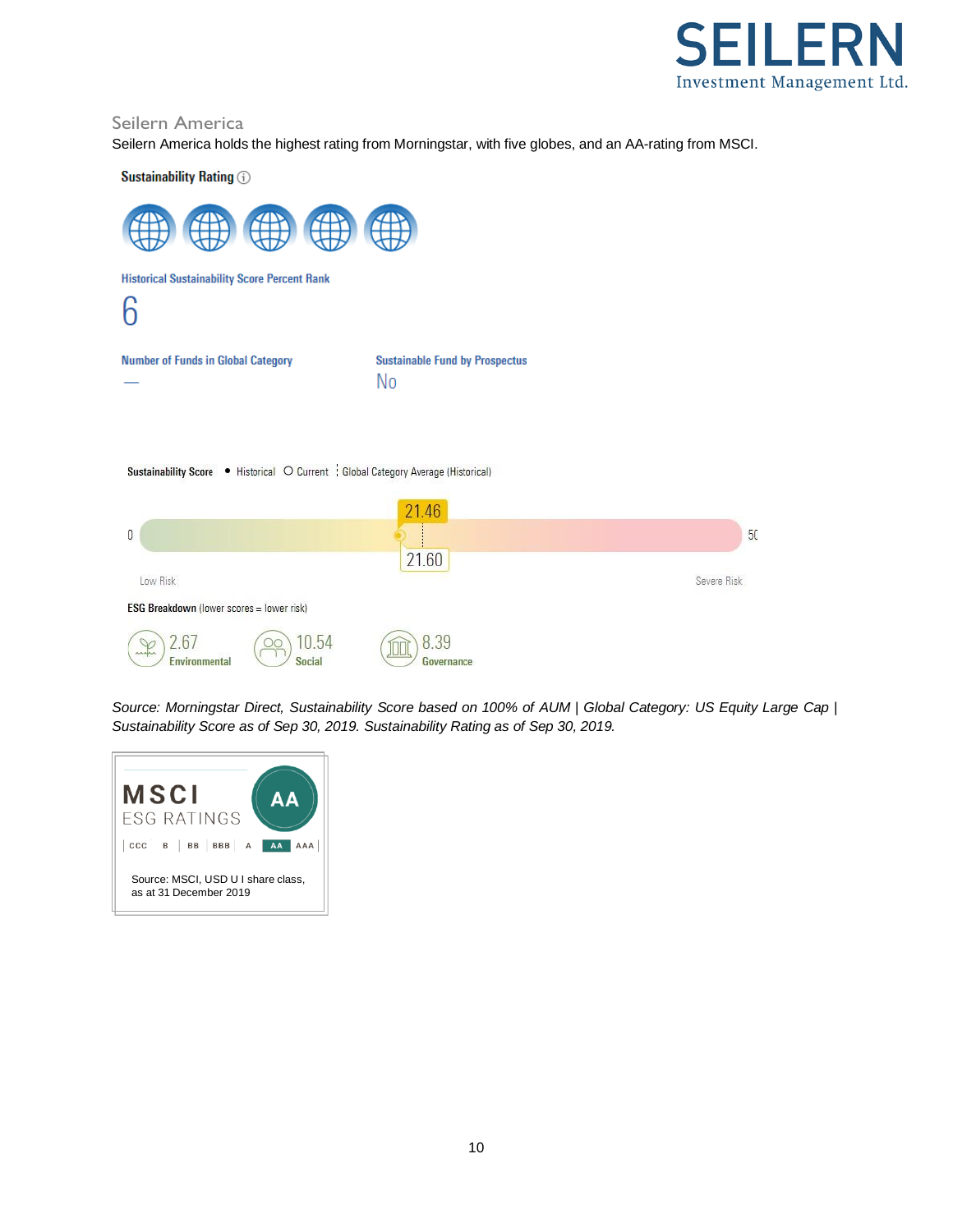## Seilern America

Seilern America holds the highest rating from Morningstar, with five globes, and an AA-rating from MSCI.

**Sustainability Rating**

**Historical Sustainability Score Percent Rank**

6

| Number of Funds in Global Category | Sustainable Fund by Prospectus |
| --- | --- |
| — | No |

**Sustainability Score** • Historical ○ Current ⋮ Global Category Average (Historical)

0 — 21.46 — 21.60 — 50

Low Risk — Severe Risk

**ESG Breakdown** (lower scores = lower risk)

2.67 Environmental | 10.54 Social | 8.39 Governance

*Source: Morningstar Direct, Sustainability Score based on 100% of AUM | Global Category: US Equity Large Cap | Sustainability Score as of Sep 30, 2019. Sustainability Rating as of Sep 30, 2019.*

**MSCI ESG RATINGS**

AA

CCC | B | BB | BBB | A | **AA** | AAA

Source: MSCI, USD U I share class, as at 31 December 2019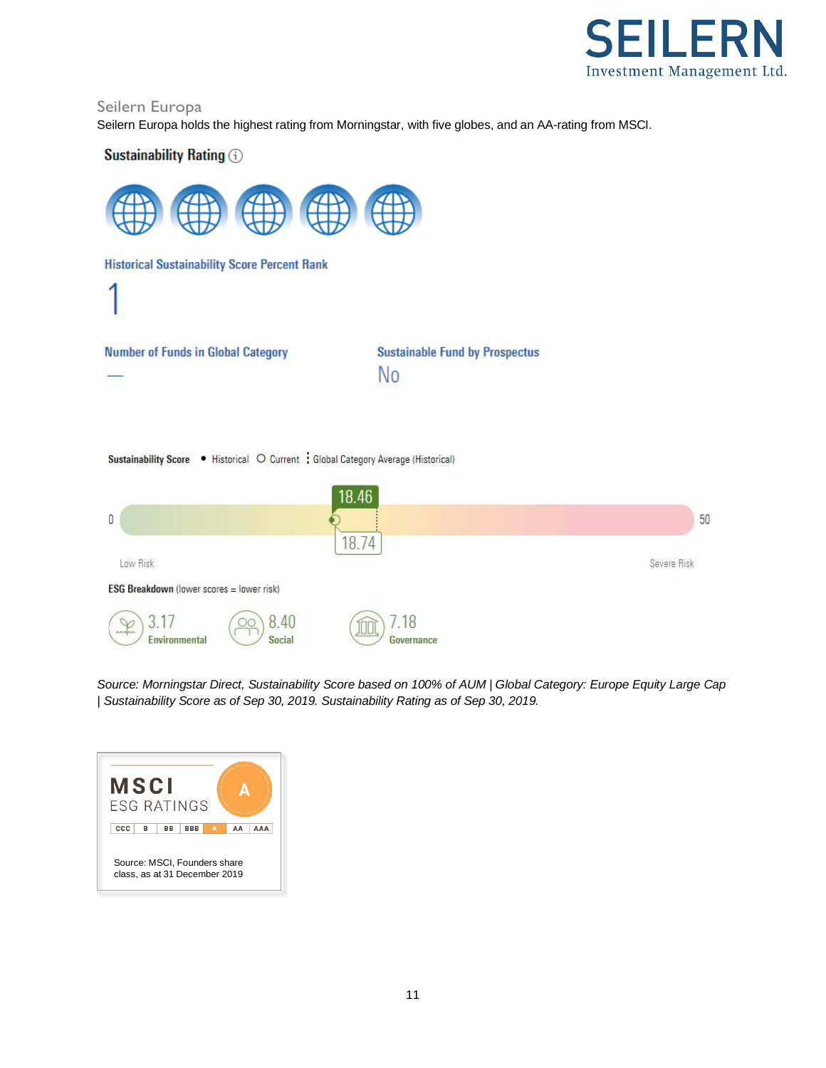## Seilern Europa

Seilern Europa holds the highest rating from Morningstar, with five globes, and an AA-rating from MSCI.

**Sustainability Rating**

**Historical Sustainability Score Percent Rank**

1

**Number of Funds in Global Category**

—

**Sustainable Fund by Prospectus**

No

**Sustainability Score** • Historical ○ Current ⋮ Global Category Average (Historical)

0 — 18.46 — 18.74 — 50

Low Risk — Severe Risk

**ESG Breakdown** (lower scores = lower risk)

| 3.17 | 8.40 | 7.18 |
|---|---|---|
| Environmental | Social | Governance |

*Source: Morningstar Direct, Sustainability Score based on 100% of AUM | Global Category: Europe Equity Large Cap | Sustainability Score as of Sep 30, 2019. Sustainability Rating as of Sep 30, 2019.*

**MSCI ESG RATINGS** — A

CCC | B | BB | BBB | A | AA | AAA

Source: MSCI, Founders share class, as at 31 December 2019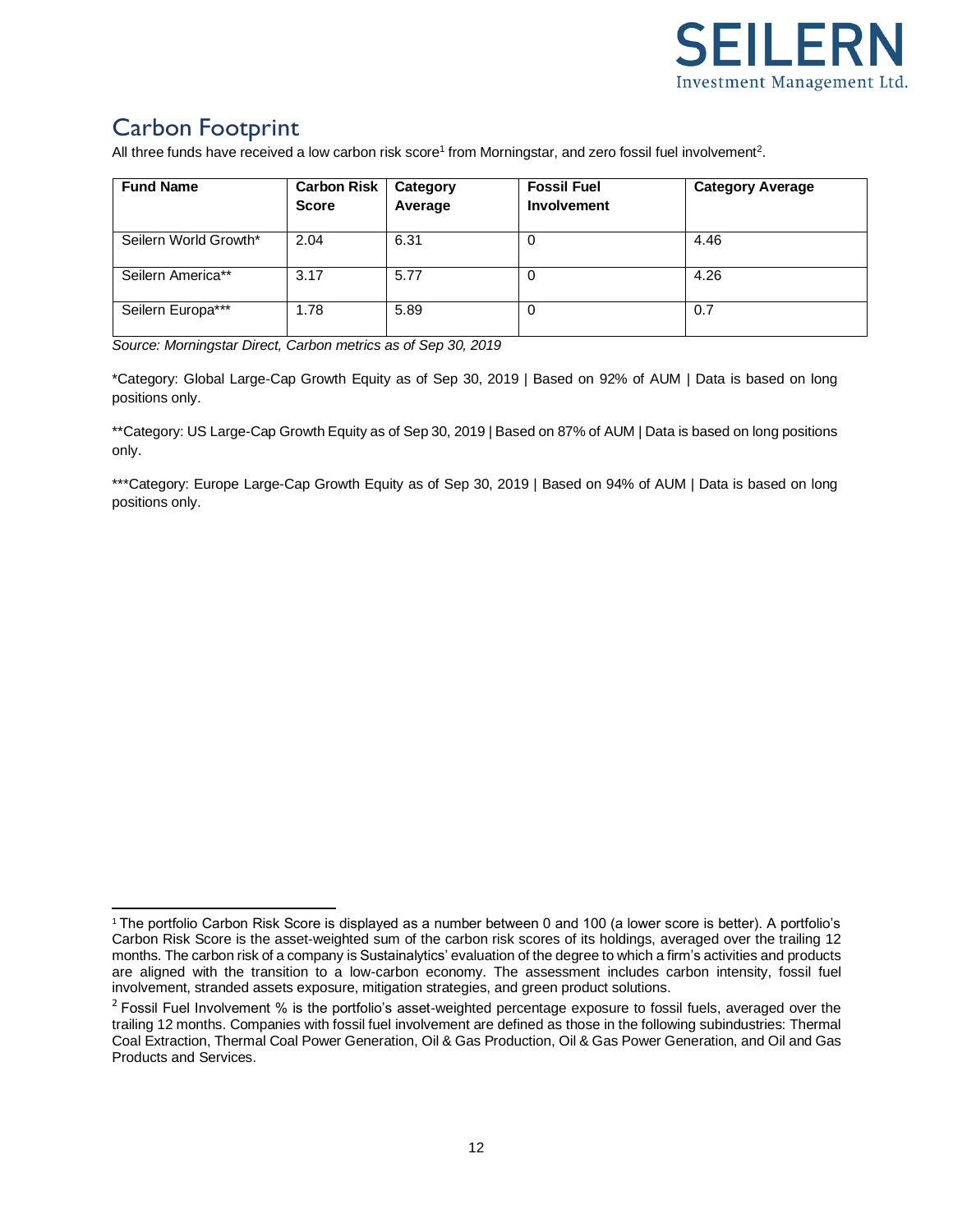## Carbon Footprint

All three funds have received a low carbon risk score[1] from Morningstar, and zero fossil fuel involvement[2].

| Fund Name | Carbon Risk Score | Category Average | Fossil Fuel Involvement | Category Average |
|---|---|---|---|---|
| Seilern World Growth* | 2.04 | 6.31 | 0 | 4.46 |
| Seilern America** | 3.17 | 5.77 | 0 | 4.26 |
| Seilern Europa*** | 1.78 | 5.89 | 0 | 0.7 |

*Source: Morningstar Direct, Carbon metrics as of Sep 30, 2019*

*Category: Global Large-Cap Growth Equity as of Sep 30, 2019 | Based on 92% of AUM | Data is based on long positions only.

**Category: US Large-Cap Growth Equity as of Sep 30, 2019 | Based on 87% of AUM | Data is based on long positions only.

***Category: Europe Large-Cap Growth Equity as of Sep 30, 2019 | Based on 94% of AUM | Data is based on long positions only.

---

[1] The portfolio Carbon Risk Score is displayed as a number between 0 and 100 (a lower score is better). A portfolio's Carbon Risk Score is the asset-weighted sum of the carbon risk scores of its holdings, averaged over the trailing 12 months. The carbon risk of a company is Sustainalytics' evaluation of the degree to which a firm's activities and products are aligned with the transition to a low-carbon economy. The assessment includes carbon intensity, fossil fuel involvement, stranded assets exposure, mitigation strategies, and green product solutions.

[2] Fossil Fuel Involvement % is the portfolio's asset-weighted percentage exposure to fossil fuels, averaged over the trailing 12 months. Companies with fossil fuel involvement are defined as those in the following subindustries: Thermal Coal Extraction, Thermal Coal Power Generation, Oil & Gas Production, Oil & Gas Power Generation, and Oil and Gas Products and Services.